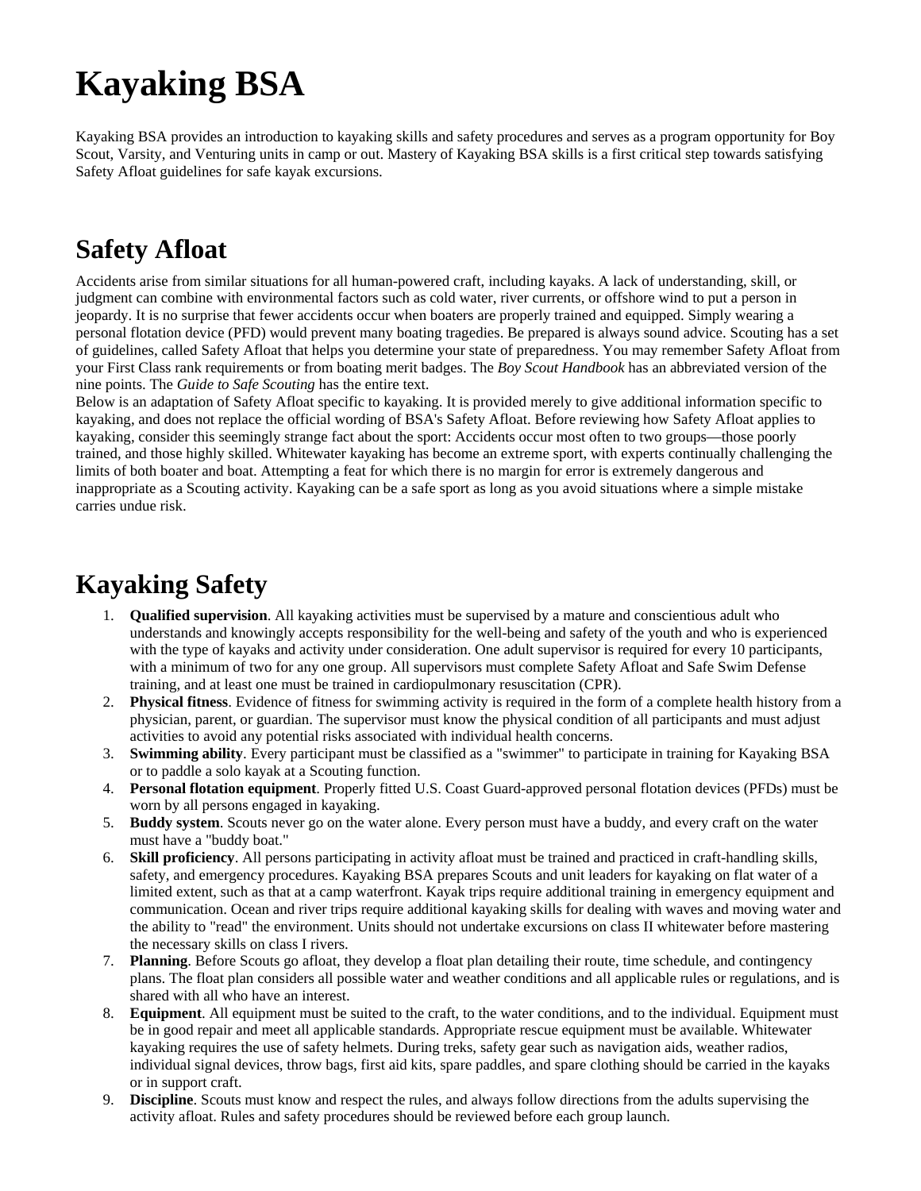# Kayaking BSA

Kayaking BSA provides an introduction to kayaking skills and safety procedures and serves as a program opportunity for Boy Scout, Varsity, and Venturing units in camp or out. Mastery of Kayaking BSA skills is a first critical step towards satisfying Safety Afloat guidelines for safe kayak excursions.

## Safety Afloat

Accidents arise from similar situations for all human-powered craft, including kayaks. A lack of understanding, skill, or judgment can combine with environmental factors such as cold water, river currents, or offshore wind to put a person in jeopardy. It is no surprise that fewer accidents occur when boaters are properly trained and equipped. Simply wearing a personal flotation device (PFD) would prevent many boating tragedies. Be prepared is always sound advice. Scouting has a set of guidelines, called Safety Afloat that helps you determine your state of preparedness. You may remember Safety Afloat from your First Class rank requirements or from boating merit badges. The *Boy Scout Handbook* has an abbreviated version of the nine points. The *Guide to Safe Scouting* has the entire text.
Below is an adaptation of Safety Afloat specific to kayaking. It is provided merely to give additional information specific to kayaking, and does not replace the official wording of BSA's Safety Afloat. Before reviewing how Safety Afloat applies to kayaking, consider this seemingly strange fact about the sport: Accidents occur most often to two groups—those poorly trained, and those highly skilled. Whitewater kayaking has become an extreme sport, with experts continually challenging the limits of both boater and boat. Attempting a feat for which there is no margin for error is extremely dangerous and inappropriate as a Scouting activity. Kayaking can be a safe sport as long as you avoid situations where a simple mistake carries undue risk.

## Kayaking Safety

1. **Qualified supervision**. All kayaking activities must be supervised by a mature and conscientious adult who understands and knowingly accepts responsibility for the well-being and safety of the youth and who is experienced with the type of kayaks and activity under consideration. One adult supervisor is required for every 10 participants, with a minimum of two for any one group. All supervisors must complete Safety Afloat and Safe Swim Defense training, and at least one must be trained in cardiopulmonary resuscitation (CPR).
2. **Physical fitness**. Evidence of fitness for swimming activity is required in the form of a complete health history from a physician, parent, or guardian. The supervisor must know the physical condition of all participants and must adjust activities to avoid any potential risks associated with individual health concerns.
3. **Swimming ability**. Every participant must be classified as a "swimmer" to participate in training for Kayaking BSA or to paddle a solo kayak at a Scouting function.
4. **Personal flotation equipment**. Properly fitted U.S. Coast Guard-approved personal flotation devices (PFDs) must be worn by all persons engaged in kayaking.
5. **Buddy system**. Scouts never go on the water alone. Every person must have a buddy, and every craft on the water must have a "buddy boat."
6. **Skill proficiency**. All persons participating in activity afloat must be trained and practiced in craft-handling skills, safety, and emergency procedures. Kayaking BSA prepares Scouts and unit leaders for kayaking on flat water of a limited extent, such as that at a camp waterfront. Kayak trips require additional training in emergency equipment and communication. Ocean and river trips require additional kayaking skills for dealing with waves and moving water and the ability to "read" the environment. Units should not undertake excursions on class II whitewater before mastering the necessary skills on class I rivers.
7. **Planning**. Before Scouts go afloat, they develop a float plan detailing their route, time schedule, and contingency plans. The float plan considers all possible water and weather conditions and all applicable rules or regulations, and is shared with all who have an interest.
8. **Equipment**. All equipment must be suited to the craft, to the water conditions, and to the individual. Equipment must be in good repair and meet all applicable standards. Appropriate rescue equipment must be available. Whitewater kayaking requires the use of safety helmets. During treks, safety gear such as navigation aids, weather radios, individual signal devices, throw bags, first aid kits, spare paddles, and spare clothing should be carried in the kayaks or in support craft.
9. **Discipline**. Scouts must know and respect the rules, and always follow directions from the adults supervising the activity afloat. Rules and safety procedures should be reviewed before each group launch.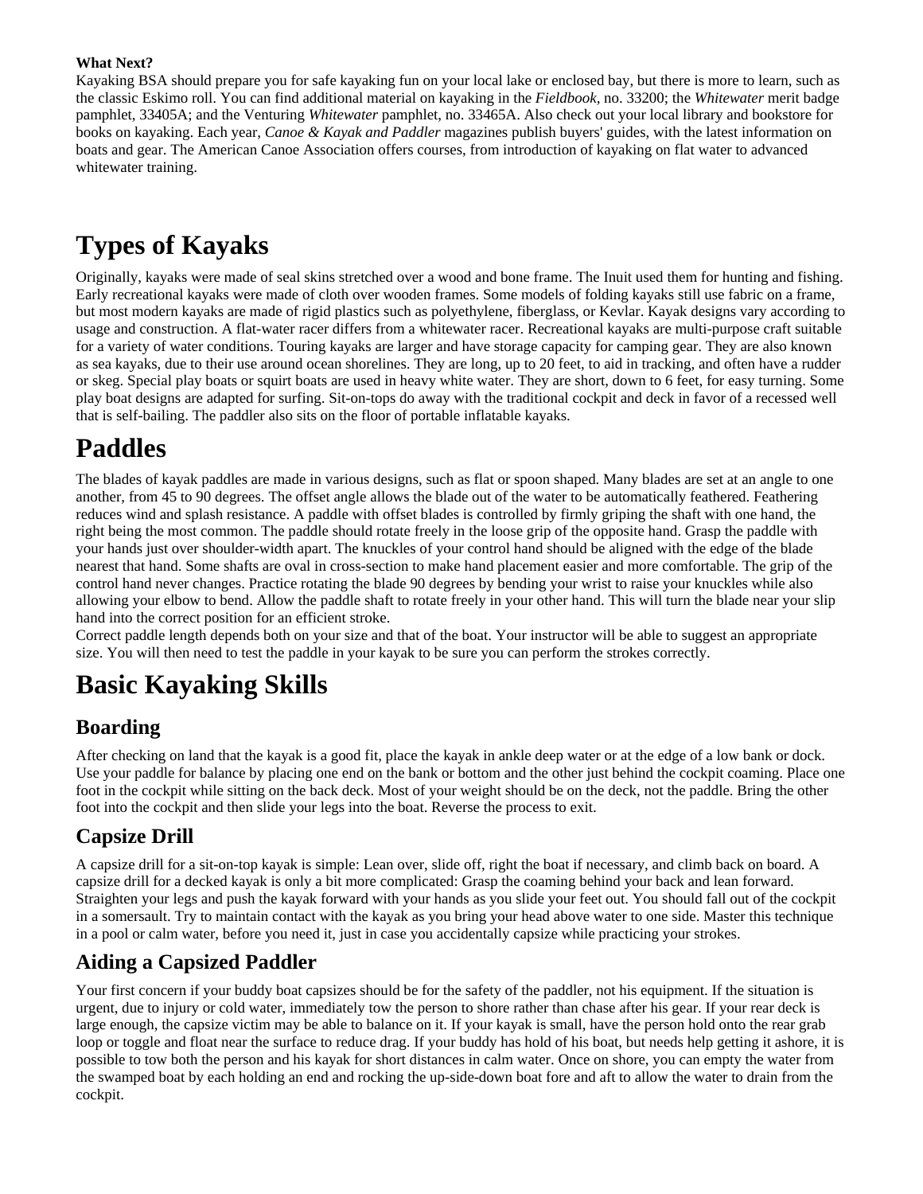**What Next?**

Kayaking BSA should prepare you for safe kayaking fun on your local lake or enclosed bay, but there is more to learn, such as the classic Eskimo roll. You can find additional material on kayaking in the *Fieldbook*, no. 33200; the *Whitewater* merit badge pamphlet, 33405A; and the Venturing *Whitewater* pamphlet, no. 33465A. Also check out your local library and bookstore for books on kayaking. Each year, *Canoe & Kayak and Paddler* magazines publish buyers' guides, with the latest information on boats and gear. The American Canoe Association offers courses, from introduction of kayaking on flat water to advanced whitewater training.

# Types of Kayaks

Originally, kayaks were made of seal skins stretched over a wood and bone frame. The Inuit used them for hunting and fishing. Early recreational kayaks were made of cloth over wooden frames. Some models of folding kayaks still use fabric on a frame, but most modern kayaks are made of rigid plastics such as polyethylene, fiberglass, or Kevlar. Kayak designs vary according to usage and construction. A flat-water racer differs from a whitewater racer. Recreational kayaks are multi-purpose craft suitable for a variety of water conditions. Touring kayaks are larger and have storage capacity for camping gear. They are also known as sea kayaks, due to their use around ocean shorelines. They are long, up to 20 feet, to aid in tracking, and often have a rudder or skeg. Special play boats or squirt boats are used in heavy white water. They are short, down to 6 feet, for easy turning. Some play boat designs are adapted for surfing. Sit-on-tops do away with the traditional cockpit and deck in favor of a recessed well that is self-bailing. The paddler also sits on the floor of portable inflatable kayaks.

# Paddles

The blades of kayak paddles are made in various designs, such as flat or spoon shaped. Many blades are set at an angle to one another, from 45 to 90 degrees. The offset angle allows the blade out of the water to be automatically feathered. Feathering reduces wind and splash resistance. A paddle with offset blades is controlled by firmly griping the shaft with one hand, the right being the most common. The paddle should rotate freely in the loose grip of the opposite hand. Grasp the paddle with your hands just over shoulder-width apart. The knuckles of your control hand should be aligned with the edge of the blade nearest that hand. Some shafts are oval in cross-section to make hand placement easier and more comfortable. The grip of the control hand never changes. Practice rotating the blade 90 degrees by bending your wrist to raise your knuckles while also allowing your elbow to bend. Allow the paddle shaft to rotate freely in your other hand. This will turn the blade near your slip hand into the correct position for an efficient stroke.

Correct paddle length depends both on your size and that of the boat. Your instructor will be able to suggest an appropriate size. You will then need to test the paddle in your kayak to be sure you can perform the strokes correctly.

# Basic Kayaking Skills

## Boarding

After checking on land that the kayak is a good fit, place the kayak in ankle deep water or at the edge of a low bank or dock. Use your paddle for balance by placing one end on the bank or bottom and the other just behind the cockpit coaming. Place one foot in the cockpit while sitting on the back deck. Most of your weight should be on the deck, not the paddle. Bring the other foot into the cockpit and then slide your legs into the boat. Reverse the process to exit.

## Capsize Drill

A capsize drill for a sit-on-top kayak is simple: Lean over, slide off, right the boat if necessary, and climb back on board. A capsize drill for a decked kayak is only a bit more complicated: Grasp the coaming behind your back and lean forward. Straighten your legs and push the kayak forward with your hands as you slide your feet out. You should fall out of the cockpit in a somersault. Try to maintain contact with the kayak as you bring your head above water to one side. Master this technique in a pool or calm water, before you need it, just in case you accidentally capsize while practicing your strokes.

## Aiding a Capsized Paddler

Your first concern if your buddy boat capsizes should be for the safety of the paddler, not his equipment. If the situation is urgent, due to injury or cold water, immediately tow the person to shore rather than chase after his gear. If your rear deck is large enough, the capsize victim may be able to balance on it. If your kayak is small, have the person hold onto the rear grab loop or toggle and float near the surface to reduce drag. If your buddy has hold of his boat, but needs help getting it ashore, it is possible to tow both the person and his kayak for short distances in calm water. Once on shore, you can empty the water from the swamped boat by each holding an end and rocking the up-side-down boat fore and aft to allow the water to drain from the cockpit.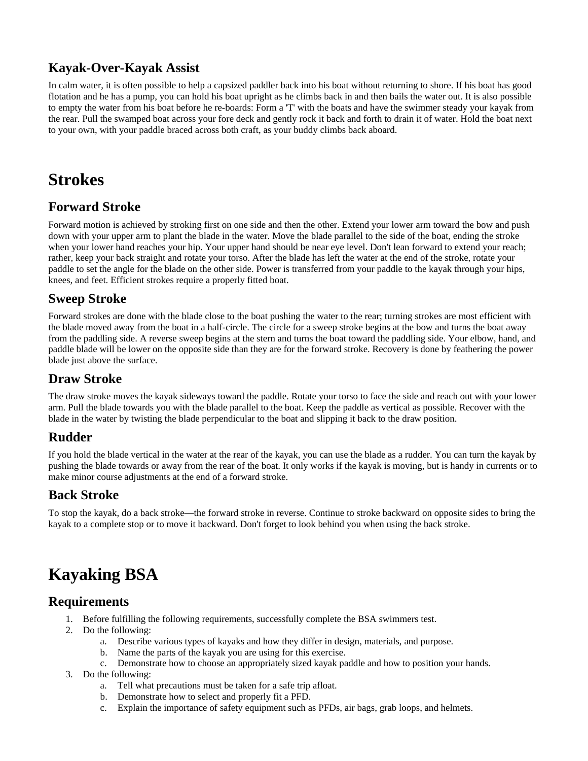### Kayak-Over-Kayak Assist

In calm water, it is often possible to help a capsized paddler back into his boat without returning to shore. If his boat has good flotation and he has a pump, you can hold his boat upright as he climbs back in and then bails the water out. It is also possible to empty the water from his boat before he re-boards: Form a 'T' with the boats and have the swimmer steady your kayak from the rear. Pull the swamped boat across your fore deck and gently rock it back and forth to drain it of water. Hold the boat next to your own, with your paddle braced across both craft, as your buddy climbs back aboard.

# Strokes

## Forward Stroke

Forward motion is achieved by stroking first on one side and then the other. Extend your lower arm toward the bow and push down with your upper arm to plant the blade in the water. Move the blade parallel to the side of the boat, ending the stroke when your lower hand reaches your hip. Your upper hand should be near eye level. Don't lean forward to extend your reach; rather, keep your back straight and rotate your torso. After the blade has left the water at the end of the stroke, rotate your paddle to set the angle for the blade on the other side. Power is transferred from your paddle to the kayak through your hips, knees, and feet. Efficient strokes require a properly fitted boat.

## Sweep Stroke

Forward strokes are done with the blade close to the boat pushing the water to the rear; turning strokes are most efficient with the blade moved away from the boat in a half-circle. The circle for a sweep stroke begins at the bow and turns the boat away from the paddling side. A reverse sweep begins at the stern and turns the boat toward the paddling side. Your elbow, hand, and paddle blade will be lower on the opposite side than they are for the forward stroke. Recovery is done by feathering the power blade just above the surface.

## Draw Stroke

The draw stroke moves the kayak sideways toward the paddle. Rotate your torso to face the side and reach out with your lower arm. Pull the blade towards you with the blade parallel to the boat. Keep the paddle as vertical as possible. Recover with the blade in the water by twisting the blade perpendicular to the boat and slipping it back to the draw position.

## Rudder

If you hold the blade vertical in the water at the rear of the kayak, you can use the blade as a rudder. You can turn the kayak by pushing the blade towards or away from the rear of the boat. It only works if the kayak is moving, but is handy in currents or to make minor course adjustments at the end of a forward stroke.

## Back Stroke

To stop the kayak, do a back stroke—the forward stroke in reverse. Continue to stroke backward on opposite sides to bring the kayak to a complete stop or to move it backward. Don't forget to look behind you when using the back stroke.

# Kayaking BSA

## Requirements

1. Before fulfilling the following requirements, successfully complete the BSA swimmers test.
2. Do the following:
   a. Describe various types of kayaks and how they differ in design, materials, and purpose.
   b. Name the parts of the kayak you are using for this exercise.
   c. Demonstrate how to choose an appropriately sized kayak paddle and how to position your hands.
3. Do the following:
   a. Tell what precautions must be taken for a safe trip afloat.
   b. Demonstrate how to select and properly fit a PFD.
   c. Explain the importance of safety equipment such as PFDs, air bags, grab loops, and helmets.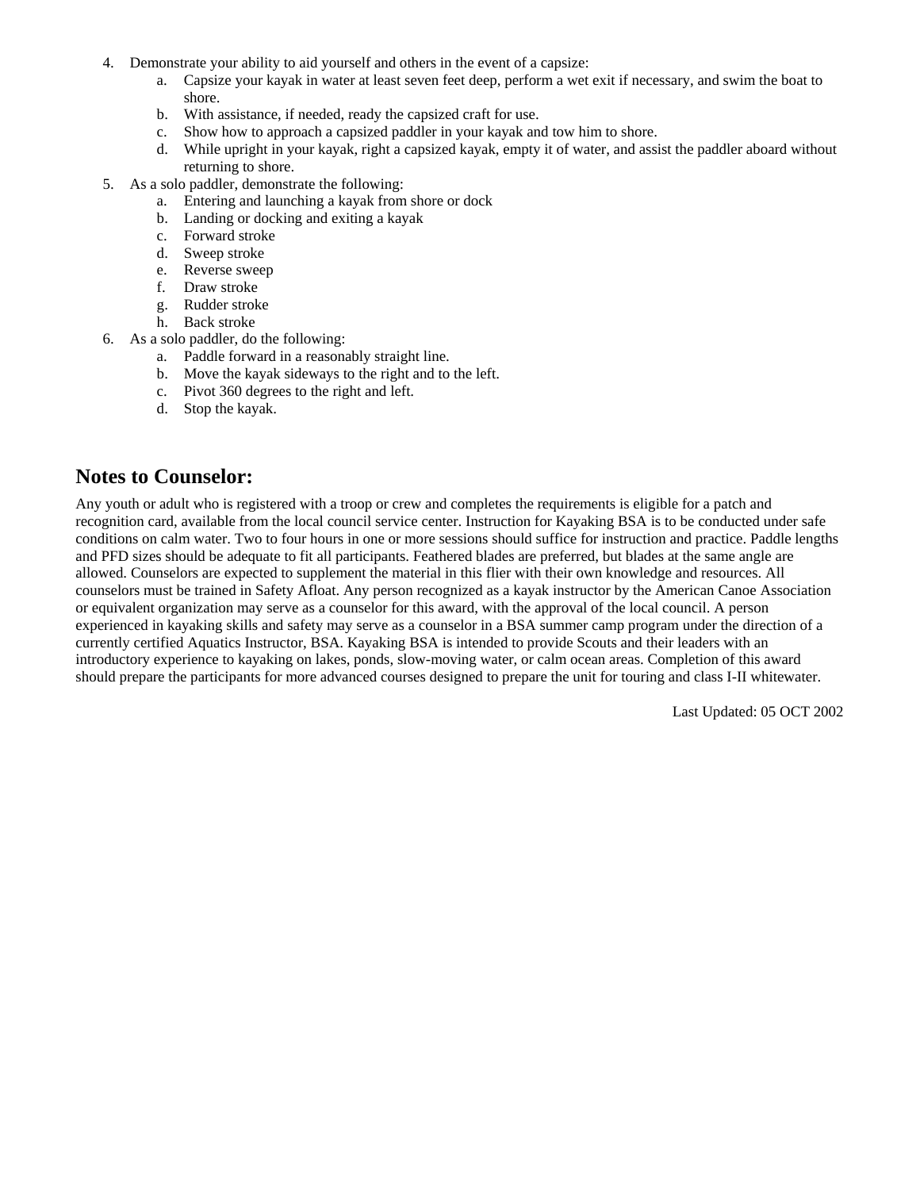4. Demonstrate your ability to aid yourself and others in the event of a capsize:
    a. Capsize your kayak in water at least seven feet deep, perform a wet exit if necessary, and swim the boat to shore.
    b. With assistance, if needed, ready the capsized craft for use.
    c. Show how to approach a capsized paddler in your kayak and tow him to shore.
    d. While upright in your kayak, right a capsized kayak, empty it of water, and assist the paddler aboard without returning to shore.
5. As a solo paddler, demonstrate the following:
    a. Entering and launching a kayak from shore or dock
    b. Landing or docking and exiting a kayak
    c. Forward stroke
    d. Sweep stroke
    e. Reverse sweep
    f. Draw stroke
    g. Rudder stroke
    h. Back stroke
6. As a solo paddler, do the following:
    a. Paddle forward in a reasonably straight line.
    b. Move the kayak sideways to the right and to the left.
    c. Pivot 360 degrees to the right and left.
    d. Stop the kayak.

## Notes to Counselor:

Any youth or adult who is registered with a troop or crew and completes the requirements is eligible for a patch and recognition card, available from the local council service center. Instruction for Kayaking BSA is to be conducted under safe conditions on calm water. Two to four hours in one or more sessions should suffice for instruction and practice. Paddle lengths and PFD sizes should be adequate to fit all participants. Feathered blades are preferred, but blades at the same angle are allowed. Counselors are expected to supplement the material in this flier with their own knowledge and resources. All counselors must be trained in Safety Afloat. Any person recognized as a kayak instructor by the American Canoe Association or equivalent organization may serve as a counselor for this award, with the approval of the local council. A person experienced in kayaking skills and safety may serve as a counselor in a BSA summer camp program under the direction of a currently certified Aquatics Instructor, BSA. Kayaking BSA is intended to provide Scouts and their leaders with an introductory experience to kayaking on lakes, ponds, slow-moving water, or calm ocean areas. Completion of this award should prepare the participants for more advanced courses designed to prepare the unit for touring and class I-II whitewater.

Last Updated: 05 OCT 2002